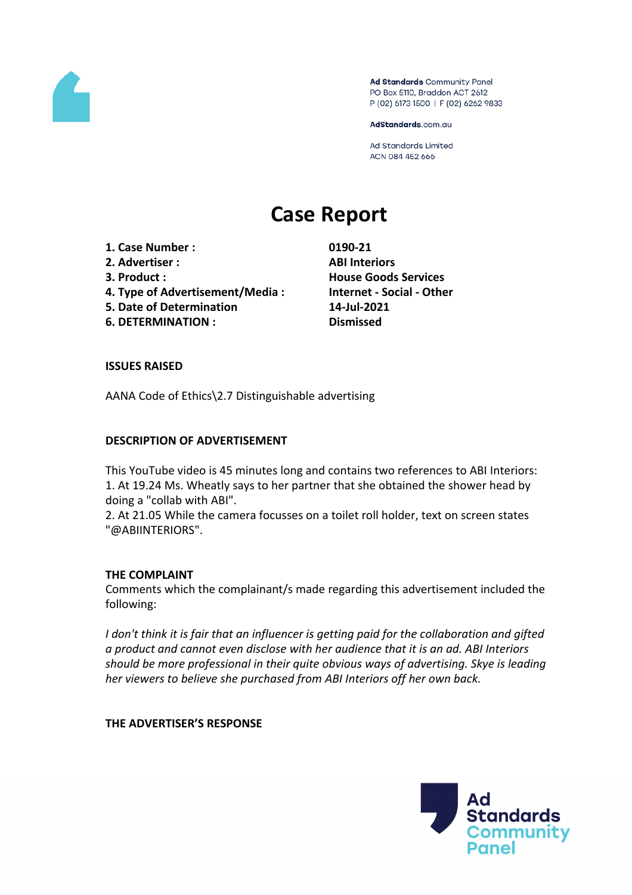Ad Standards Community Panel
PO Box 5110, Braddon ACT 2612
P (02) 6173 1500 | F (02) 6262 9833

AdStandards.com.au

Ad Standards Limited
ACN 084 452 666

# Case Report

| | |
|---|---|
| **1. Case Number :** | **0190-21** |
| **2. Advertiser :** | **ABI Interiors** |
| **3. Product :** | **House Goods Services** |
| **4. Type of Advertisement/Media :** | **Internet - Social - Other** |
| **5. Date of Determination** | **14-Jul-2021** |
| **6. DETERMINATION :** | **Dismissed** |

**ISSUES RAISED**

AANA Code of Ethics\2.7 Distinguishable advertising

**DESCRIPTION OF ADVERTISEMENT**

This YouTube video is 45 minutes long and contains two references to ABI Interiors:
1. At 19.24 Ms. Wheatly says to her partner that she obtained the shower head by doing a "collab with ABI".
2. At 21.05 While the camera focusses on a toilet roll holder, text on screen states "@ABIINTERIORS".

**THE COMPLAINT**

Comments which the complainant/s made regarding this advertisement included the following:

*I don't think it is fair that an influencer is getting paid for the collaboration and gifted a product and cannot even disclose with her audience that it is an ad. ABI Interiors should be more professional in their quite obvious ways of advertising. Skye is leading her viewers to believe she purchased from ABI Interiors off her own back.*

**THE ADVERTISER'S RESPONSE**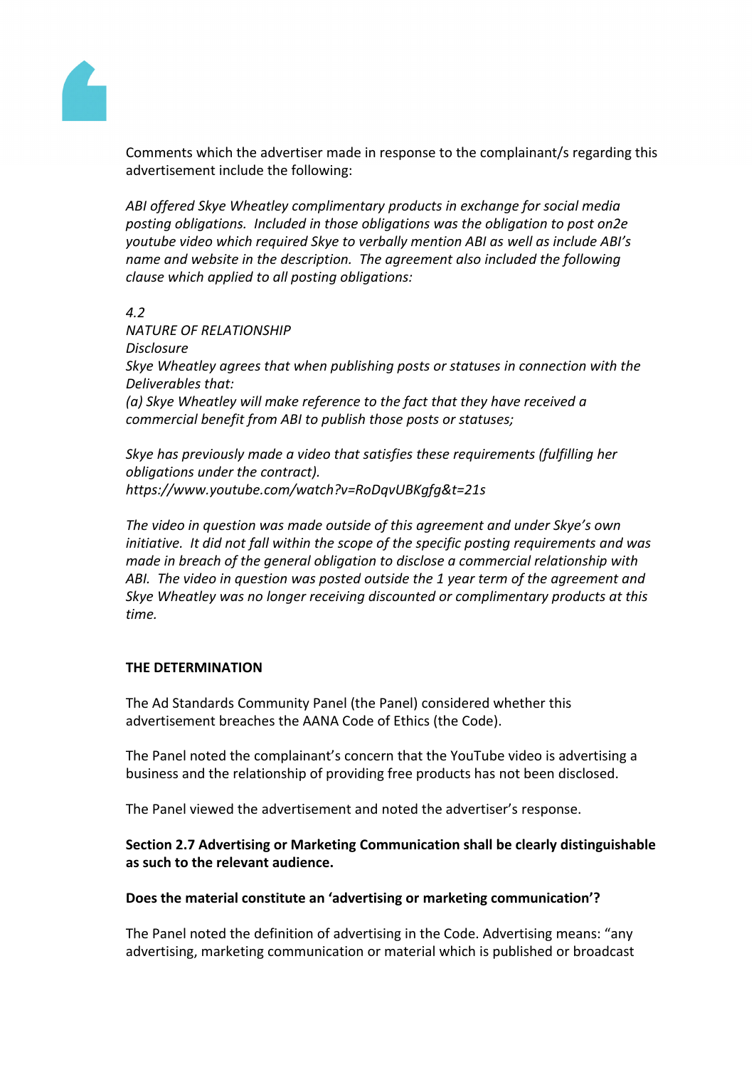Comments which the advertiser made in response to the complainant/s regarding this advertisement include the following:

*ABI offered Skye Wheatley complimentary products in exchange for social media posting obligations. Included in those obligations was the obligation to post on2e youtube video which required Skye to verbally mention ABI as well as include ABI's name and website in the description. The agreement also included the following clause which applied to all posting obligations:*

*4.2*
*NATURE OF RELATIONSHIP*
*Disclosure*
*Skye Wheatley agrees that when publishing posts or statuses in connection with the Deliverables that:*
*(a) Skye Wheatley will make reference to the fact that they have received a commercial benefit from ABI to publish those posts or statuses;*

*Skye has previously made a video that satisfies these requirements (fulfilling her obligations under the contract).*
*https://www.youtube.com/watch?v=RoDqvUBKgfg&t=21s*

*The video in question was made outside of this agreement and under Skye's own initiative. It did not fall within the scope of the specific posting requirements and was made in breach of the general obligation to disclose a commercial relationship with ABI. The video in question was posted outside the 1 year term of the agreement and Skye Wheatley was no longer receiving discounted or complimentary products at this time.*

**THE DETERMINATION**

The Ad Standards Community Panel (the Panel) considered whether this advertisement breaches the AANA Code of Ethics (the Code).

The Panel noted the complainant's concern that the YouTube video is advertising a business and the relationship of providing free products has not been disclosed.

The Panel viewed the advertisement and noted the advertiser's response.

**Section 2.7 Advertising or Marketing Communication shall be clearly distinguishable as such to the relevant audience.**

**Does the material constitute an 'advertising or marketing communication'?**

The Panel noted the definition of advertising in the Code. Advertising means: "any advertising, marketing communication or material which is published or broadcast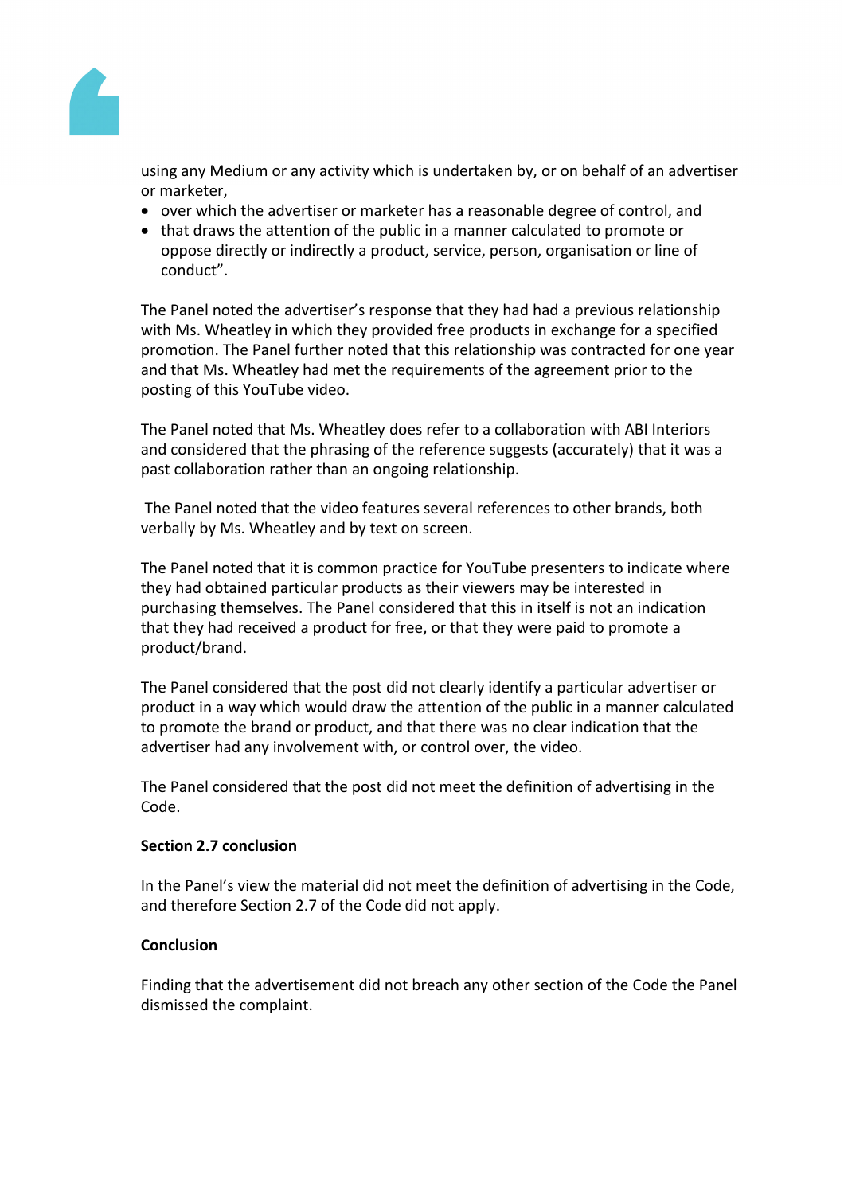using any Medium or any activity which is undertaken by, or on behalf of an advertiser or marketer,

- over which the advertiser or marketer has a reasonable degree of control, and
- that draws the attention of the public in a manner calculated to promote or oppose directly or indirectly a product, service, person, organisation or line of conduct".

The Panel noted the advertiser's response that they had had a previous relationship with Ms. Wheatley in which they provided free products in exchange for a specified promotion. The Panel further noted that this relationship was contracted for one year and that Ms. Wheatley had met the requirements of the agreement prior to the posting of this YouTube video.

The Panel noted that Ms. Wheatley does refer to a collaboration with ABI Interiors and considered that the phrasing of the reference suggests (accurately) that it was a past collaboration rather than an ongoing relationship.

The Panel noted that the video features several references to other brands, both verbally by Ms. Wheatley and by text on screen.

The Panel noted that it is common practice for YouTube presenters to indicate where they had obtained particular products as their viewers may be interested in purchasing themselves. The Panel considered that this in itself is not an indication that they had received a product for free, or that they were paid to promote a product/brand.

The Panel considered that the post did not clearly identify a particular advertiser or product in a way which would draw the attention of the public in a manner calculated to promote the brand or product, and that there was no clear indication that the advertiser had any involvement with, or control over, the video.

The Panel considered that the post did not meet the definition of advertising in the Code.

**Section 2.7 conclusion**

In the Panel's view the material did not meet the definition of advertising in the Code, and therefore Section 2.7 of the Code did not apply.

**Conclusion**

Finding that the advertisement did not breach any other section of the Code the Panel dismissed the complaint.